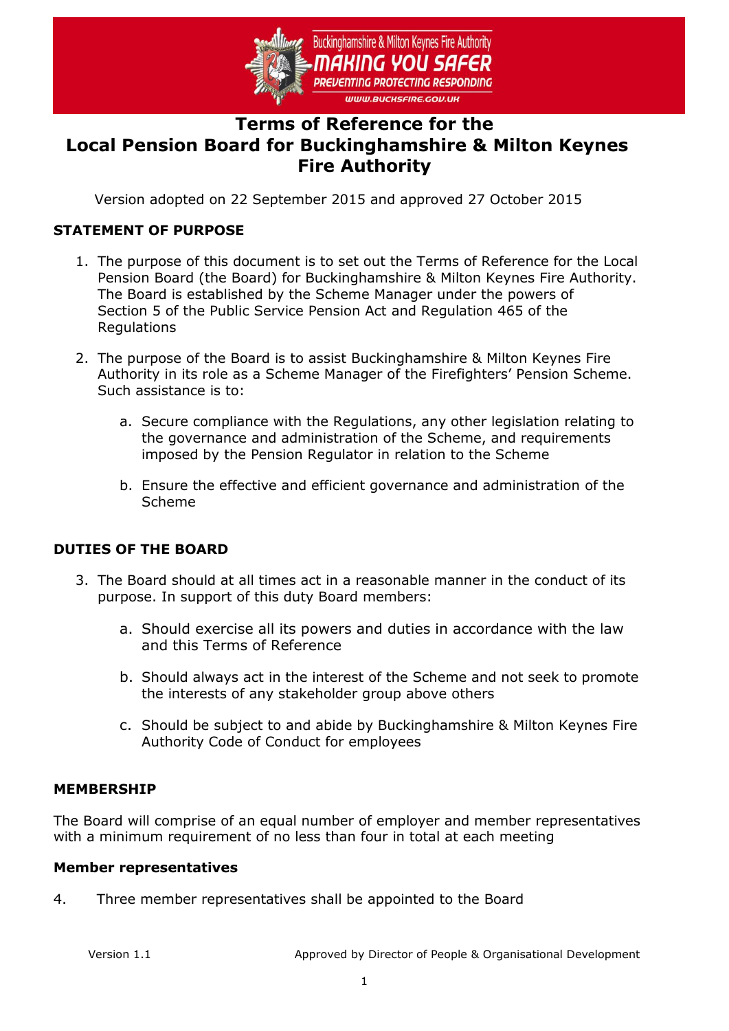# Terms of Reference for the Local Pension Board for Buckinghamshire & Milton Keynes Fire Authority

Version adopted on 22 September 2015 and approved 27 October 2015

## STATEMENT OF PURPOSE

1. The purpose of this document is to set out the Terms of Reference for the Local Pension Board (the Board) for Buckinghamshire & Milton Keynes Fire Authority. The Board is established by the Scheme Manager under the powers of Section 5 of the Public Service Pension Act and Regulation 465 of the Regulations

2. The purpose of the Board is to assist Buckinghamshire & Milton Keynes Fire Authority in its role as a Scheme Manager of the Firefighters' Pension Scheme. Such assistance is to:

    a. Secure compliance with the Regulations, any other legislation relating to the governance and administration of the Scheme, and requirements imposed by the Pension Regulator in relation to the Scheme

    b. Ensure the effective and efficient governance and administration of the Scheme

## DUTIES OF THE BOARD

3. The Board should at all times act in a reasonable manner in the conduct of its purpose. In support of this duty Board members:

    a. Should exercise all its powers and duties in accordance with the law and this Terms of Reference

    b. Should always act in the interest of the Scheme and not seek to promote the interests of any stakeholder group above others

    c. Should be subject to and abide by Buckinghamshire & Milton Keynes Fire Authority Code of Conduct for employees

## MEMBERSHIP

The Board will comprise of an equal number of employer and member representatives with a minimum requirement of no less than four in total at each meeting

### Member representatives

4. Three member representatives shall be appointed to the Board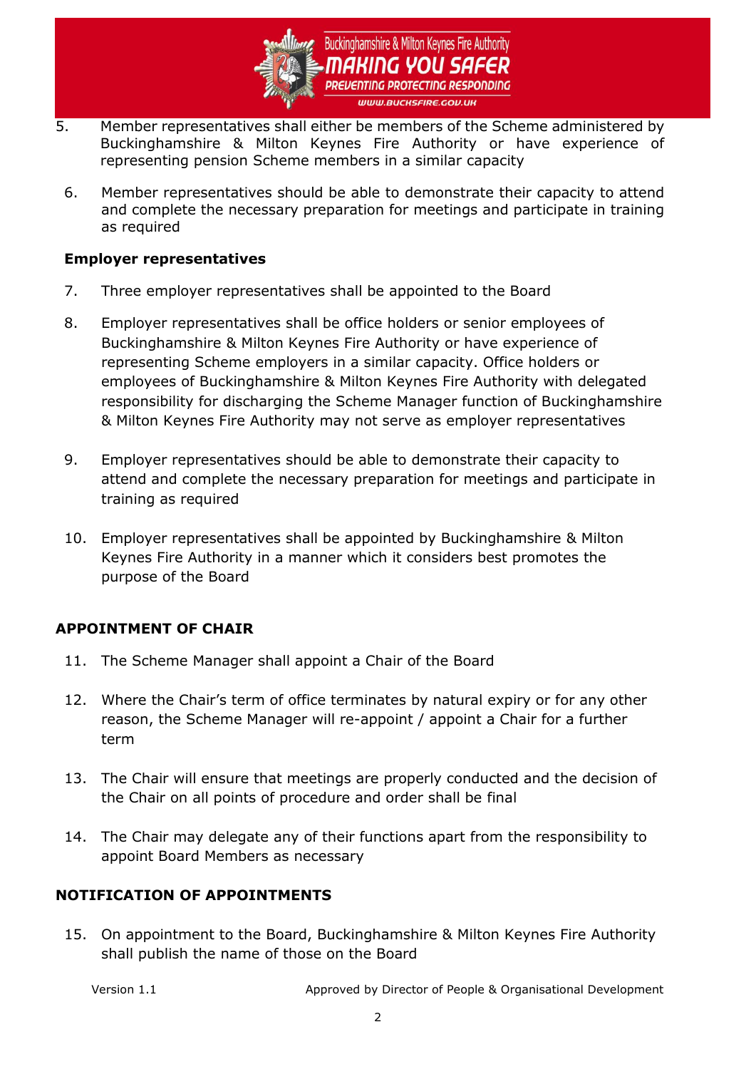5. Member representatives shall either be members of the Scheme administered by Buckinghamshire & Milton Keynes Fire Authority or have experience of representing pension Scheme members in a similar capacity

6. Member representatives should be able to demonstrate their capacity to attend and complete the necessary preparation for meetings and participate in training as required

**Employer representatives**

7. Three employer representatives shall be appointed to the Board

8. Employer representatives shall be office holders or senior employees of Buckinghamshire & Milton Keynes Fire Authority or have experience of representing Scheme employers in a similar capacity. Office holders or employees of Buckinghamshire & Milton Keynes Fire Authority with delegated responsibility for discharging the Scheme Manager function of Buckinghamshire & Milton Keynes Fire Authority may not serve as employer representatives

9. Employer representatives should be able to demonstrate their capacity to attend and complete the necessary preparation for meetings and participate in training as required

10. Employer representatives shall be appointed by Buckinghamshire & Milton Keynes Fire Authority in a manner which it considers best promotes the purpose of the Board

## APPOINTMENT OF CHAIR

11. The Scheme Manager shall appoint a Chair of the Board

12. Where the Chair's term of office terminates by natural expiry or for any other reason, the Scheme Manager will re-appoint / appoint a Chair for a further term

13. The Chair will ensure that meetings are properly conducted and the decision of the Chair on all points of procedure and order shall be final

14. The Chair may delegate any of their functions apart from the responsibility to appoint Board Members as necessary

## NOTIFICATION OF APPOINTMENTS

15. On appointment to the Board, Buckinghamshire & Milton Keynes Fire Authority shall publish the name of those on the Board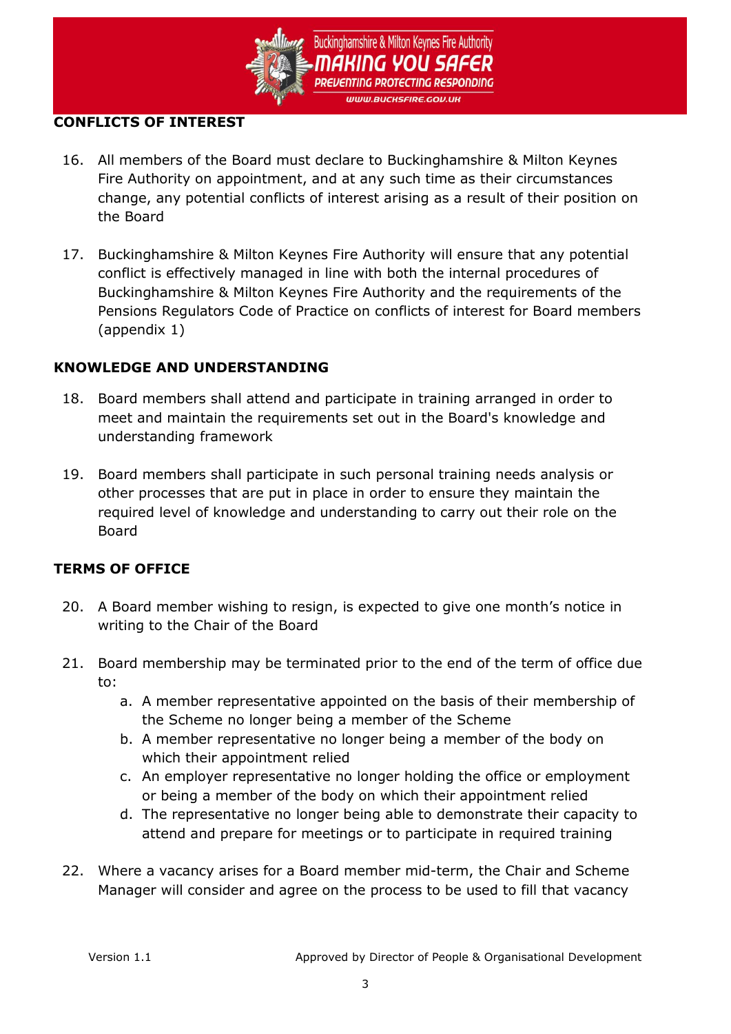## CONFLICTS OF INTEREST

16. All members of the Board must declare to Buckinghamshire & Milton Keynes Fire Authority on appointment, and at any such time as their circumstances change, any potential conflicts of interest arising as a result of their position on the Board

17. Buckinghamshire & Milton Keynes Fire Authority will ensure that any potential conflict is effectively managed in line with both the internal procedures of Buckinghamshire & Milton Keynes Fire Authority and the requirements of the Pensions Regulators Code of Practice on conflicts of interest for Board members (appendix 1)

## KNOWLEDGE AND UNDERSTANDING

18. Board members shall attend and participate in training arranged in order to meet and maintain the requirements set out in the Board's knowledge and understanding framework

19. Board members shall participate in such personal training needs analysis or other processes that are put in place in order to ensure they maintain the required level of knowledge and understanding to carry out their role on the Board

## TERMS OF OFFICE

20. A Board member wishing to resign, is expected to give one month's notice in writing to the Chair of the Board

21. Board membership may be terminated prior to the end of the term of office due to:
    a. A member representative appointed on the basis of their membership of the Scheme no longer being a member of the Scheme
    b. A member representative no longer being a member of the body on which their appointment relied
    c. An employer representative no longer holding the office or employment or being a member of the body on which their appointment relied
    d. The representative no longer being able to demonstrate their capacity to attend and prepare for meetings or to participate in required training

22. Where a vacancy arises for a Board member mid-term, the Chair and Scheme Manager will consider and agree on the process to be used to fill that vacancy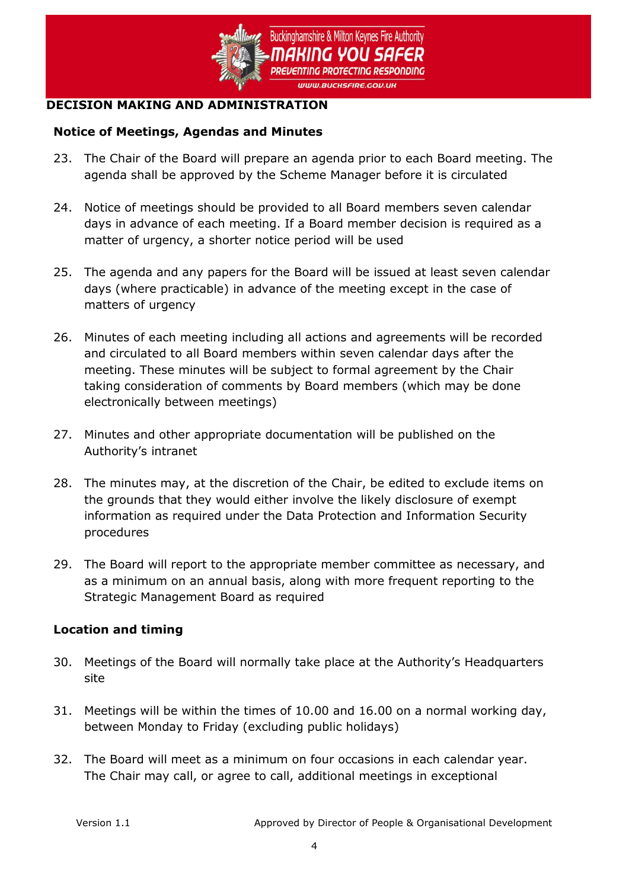## DECISION MAKING AND ADMINISTRATION

### Notice of Meetings, Agendas and Minutes

23. The Chair of the Board will prepare an agenda prior to each Board meeting. The agenda shall be approved by the Scheme Manager before it is circulated

24. Notice of meetings should be provided to all Board members seven calendar days in advance of each meeting. If a Board member decision is required as a matter of urgency, a shorter notice period will be used

25. The agenda and any papers for the Board will be issued at least seven calendar days (where practicable) in advance of the meeting except in the case of matters of urgency

26. Minutes of each meeting including all actions and agreements will be recorded and circulated to all Board members within seven calendar days after the meeting. These minutes will be subject to formal agreement by the Chair taking consideration of comments by Board members (which may be done electronically between meetings)

27. Minutes and other appropriate documentation will be published on the Authority's intranet

28. The minutes may, at the discretion of the Chair, be edited to exclude items on the grounds that they would either involve the likely disclosure of exempt information as required under the Data Protection and Information Security procedures

29. The Board will report to the appropriate member committee as necessary, and as a minimum on an annual basis, along with more frequent reporting to the Strategic Management Board as required

### Location and timing

30. Meetings of the Board will normally take place at the Authority's Headquarters site

31. Meetings will be within the times of 10.00 and 16.00 on a normal working day, between Monday to Friday (excluding public holidays)

32. The Board will meet as a minimum on four occasions in each calendar year. The Chair may call, or agree to call, additional meetings in exceptional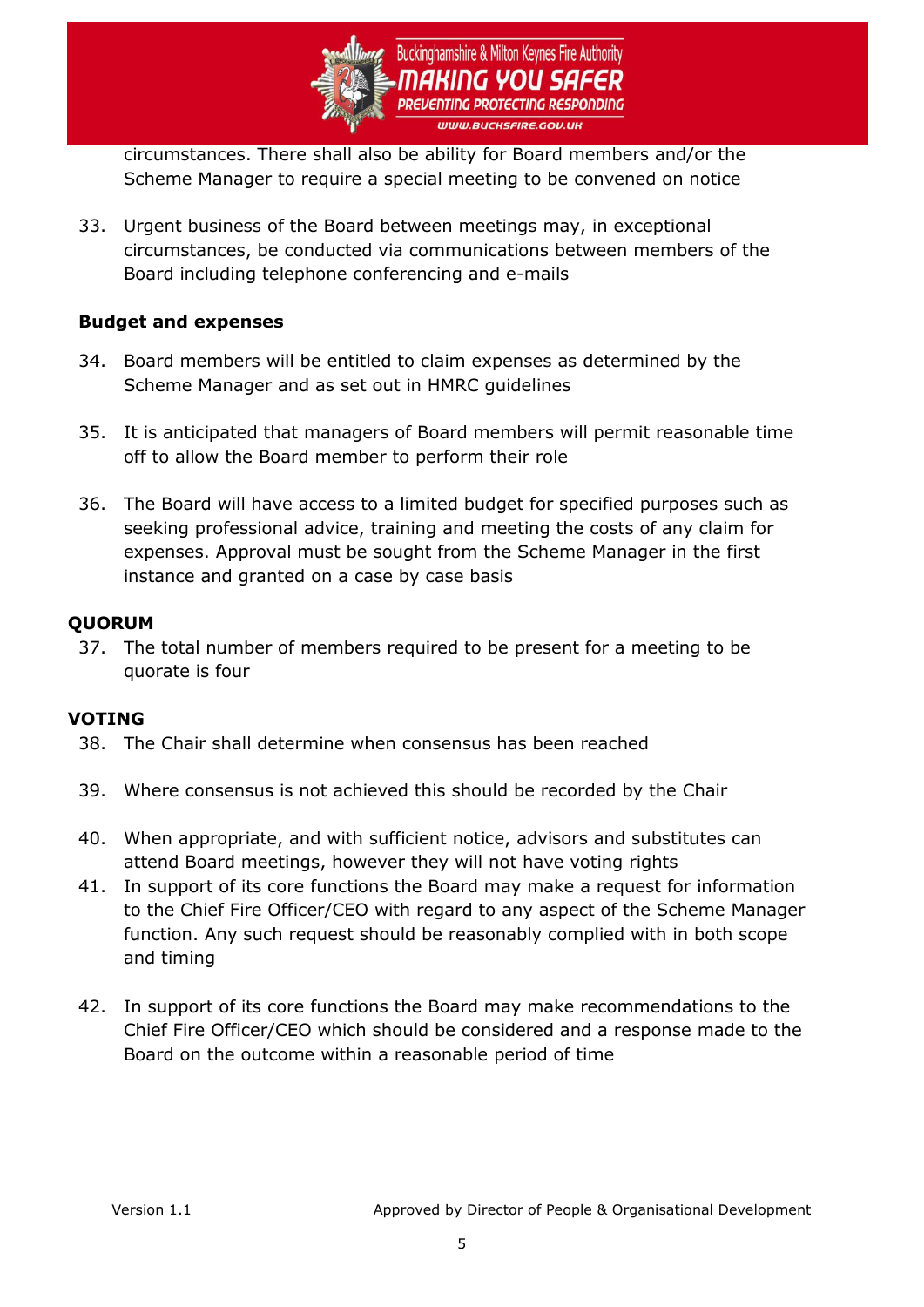circumstances. There shall also be ability for Board members and/or the Scheme Manager to require a special meeting to be convened on notice

33. Urgent business of the Board between meetings may, in exceptional circumstances, be conducted via communications between members of the Board including telephone conferencing and e-mails

**Budget and expenses**

34. Board members will be entitled to claim expenses as determined by the Scheme Manager and as set out in HMRC guidelines

35. It is anticipated that managers of Board members will permit reasonable time off to allow the Board member to perform their role

36. The Board will have access to a limited budget for specified purposes such as seeking professional advice, training and meeting the costs of any claim for expenses. Approval must be sought from the Scheme Manager in the first instance and granted on a case by case basis

**QUORUM**

37. The total number of members required to be present for a meeting to be quorate is four

**VOTING**

38. The Chair shall determine when consensus has been reached

39. Where consensus is not achieved this should be recorded by the Chair

40. When appropriate, and with sufficient notice, advisors and substitutes can attend Board meetings, however they will not have voting rights

41. In support of its core functions the Board may make a request for information to the Chief Fire Officer/CEO with regard to any aspect of the Scheme Manager function. Any such request should be reasonably complied with in both scope and timing

42. In support of its core functions the Board may make recommendations to the Chief Fire Officer/CEO which should be considered and a response made to the Board on the outcome within a reasonable period of time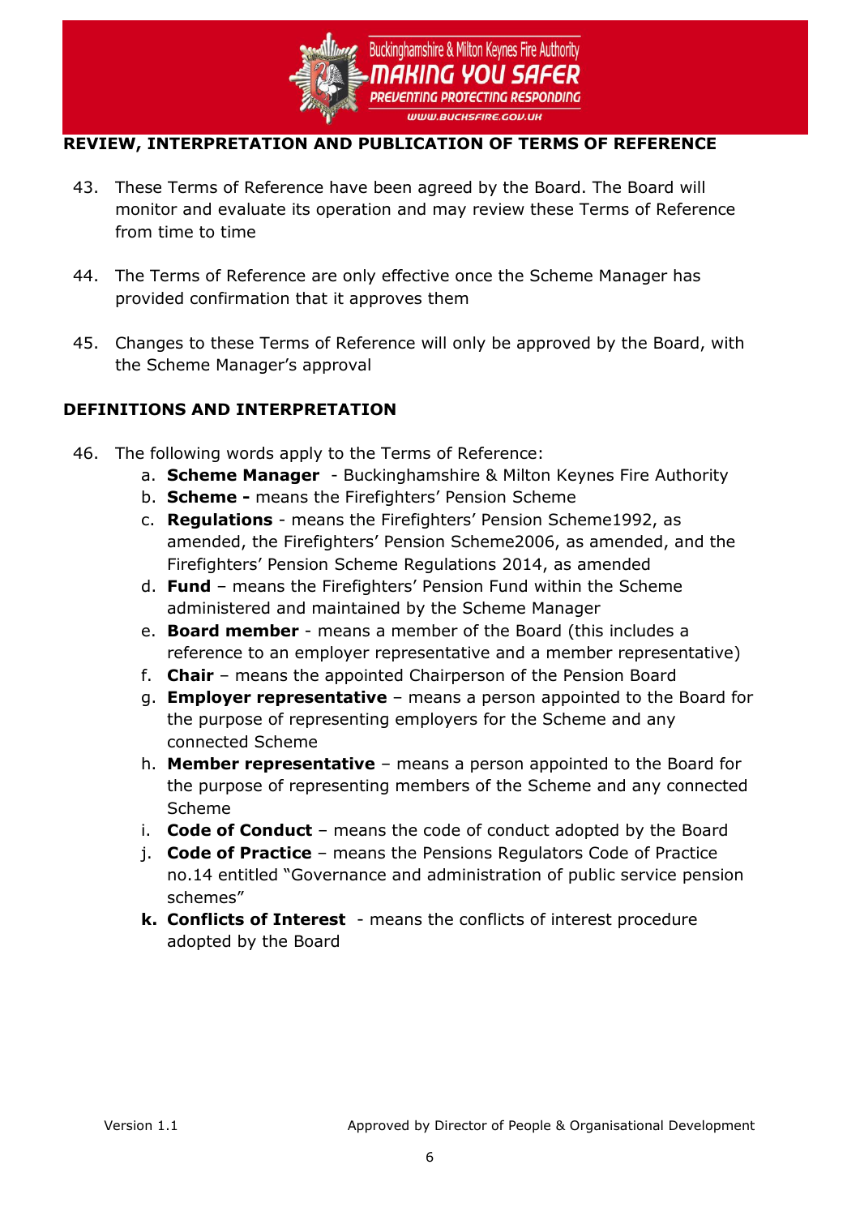## REVIEW, INTERPRETATION AND PUBLICATION OF TERMS OF REFERENCE

43. These Terms of Reference have been agreed by the Board. The Board will monitor and evaluate its operation and may review these Terms of Reference from time to time

44. The Terms of Reference are only effective once the Scheme Manager has provided confirmation that it approves them

45. Changes to these Terms of Reference will only be approved by the Board, with the Scheme Manager's approval

## DEFINITIONS AND INTERPRETATION

46. The following words apply to the Terms of Reference:
    a. **Scheme Manager** - Buckinghamshire & Milton Keynes Fire Authority
    b. **Scheme -** means the Firefighters' Pension Scheme
    c. **Regulations** - means the Firefighters' Pension Scheme1992, as amended, the Firefighters' Pension Scheme2006, as amended, and the Firefighters' Pension Scheme Regulations 2014, as amended
    d. **Fund** – means the Firefighters' Pension Fund within the Scheme administered and maintained by the Scheme Manager
    e. **Board member** - means a member of the Board (this includes a reference to an employer representative and a member representative)
    f. **Chair** – means the appointed Chairperson of the Pension Board
    g. **Employer representative** – means a person appointed to the Board for the purpose of representing employers for the Scheme and any connected Scheme
    h. **Member representative** – means a person appointed to the Board for the purpose of representing members of the Scheme and any connected Scheme
    i. **Code of Conduct** – means the code of conduct adopted by the Board
    j. **Code of Practice** – means the Pensions Regulators Code of Practice no.14 entitled "Governance and administration of public service pension schemes"
    **k. Conflicts of Interest** - means the conflicts of interest procedure adopted by the Board

Version 1.1 Approved by Director of People & Organisational Development